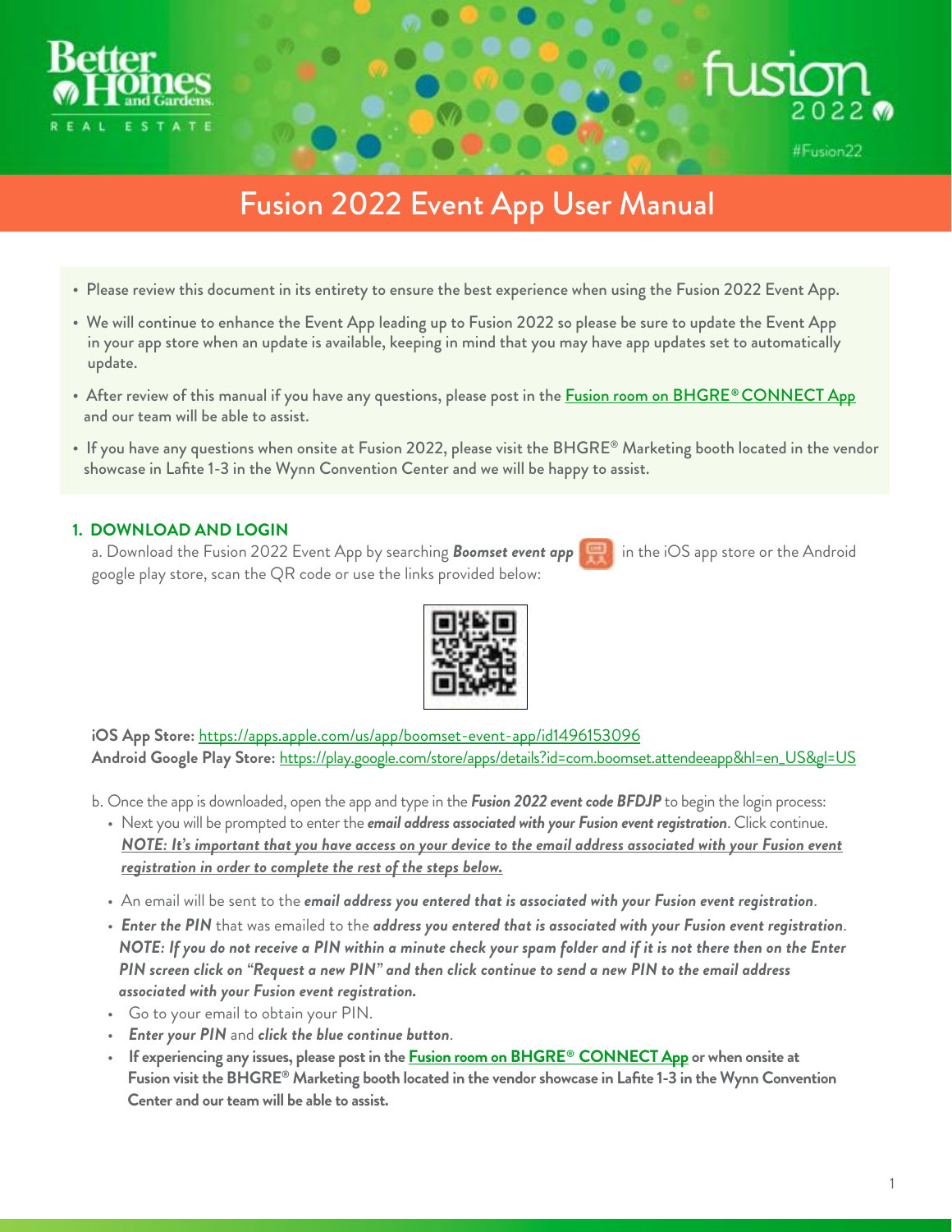# Fusion 2022 Event App User Manual

- Please review this document in its entirety to ensure the best experience when using the Fusion 2022 Event App.
- We will continue to enhance the Event App leading up to Fusion 2022 so please be sure to update the Event App in your app store when an update is available, keeping in mind that you may have app updates set to automatically update.
- After review of this manual if you have any questions, please post in the Fusion room on BHGRE® CONNECT App and our team will be able to assist.
- If you have any questions when onsite at Fusion 2022, please visit the BHGRE® Marketing booth located in the vendor showcase in Lafite 1-3 in the Wynn Convention Center and we will be happy to assist.

## 1. DOWNLOAD AND LOGIN

a. Download the Fusion 2022 Event App by searching ***Boomset event app*** in the iOS app store or the Android google play store, scan the QR code or use the links provided below:

**iOS App Store:** https://apps.apple.com/us/app/boomset-event-app/id1496153096
**Android Google Play Store:** https://play.google.com/store/apps/details?id=com.boomset.attendeeapp&hl=en_US&gl=US

b. Once the app is downloaded, open the app and type in the ***Fusion 2022 event code BFDJP*** to begin the login process:

- Next you will be prompted to enter the ***email address associated with your Fusion event registration***. Click continue.
  ***NOTE: It's important that you have access on your device to the email address associated with your Fusion event registration in order to complete the rest of the steps below.***
- An email will be sent to the ***email address you entered that is associated with your Fusion event registration***.
- ***Enter the PIN*** that was emailed to the ***address you entered that is associated with your Fusion event registration***.
  ***NOTE: If you do not receive a PIN within a minute check your spam folder and if it is not there then on the Enter PIN screen click on "Request a new PIN" and then click continue to send a new PIN to the email address associated with your Fusion event registration.***
- Go to your email to obtain your PIN.
- ***Enter your PIN*** and ***click the blue continue button***.
- **If experiencing any issues, please post in the Fusion room on BHGRE® CONNECT App or when onsite at Fusion visit the BHGRE® Marketing booth located in the vendor showcase in Lafite 1-3 in the Wynn Convention Center and our team will be able to assist.**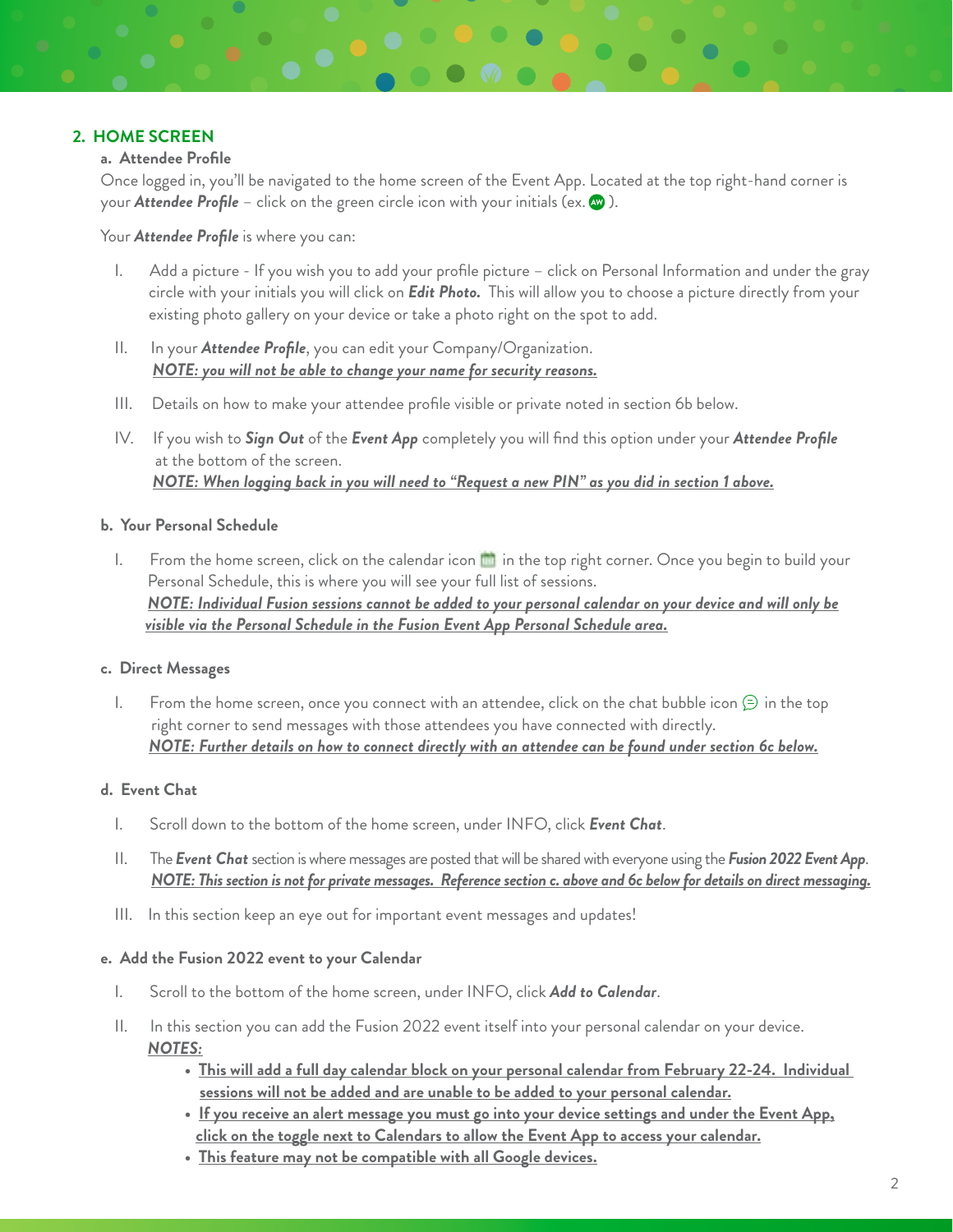## 2. HOME SCREEN

### a. Attendee Profile

Once logged in, you'll be navigated to the home screen of the Event App. Located at the top right-hand corner is your ***Attendee Profile*** – click on the green circle icon with your initials (ex. AW ).

Your ***Attendee Profile*** is where you can:

I. Add a picture - If you wish you to add your profile picture – click on Personal Information and under the gray circle with your initials you will click on ***Edit Photo.*** This will allow you to choose a picture directly from your existing photo gallery on your device or take a photo right on the spot to add.

II. In your ***Attendee Profile***, you can edit your Company/Organization.
***NOTE: you will not be able to change your name for security reasons.***

III. Details on how to make your attendee profile visible or private noted in section 6b below.

IV. If you wish to ***Sign Out*** of the ***Event App*** completely you will find this option under your ***Attendee Profile*** at the bottom of the screen.
***NOTE: When logging back in you will need to "Request a new PIN" as you did in section 1 above.***

### b. Your Personal Schedule

I. From the home screen, click on the calendar icon in the top right corner. Once you begin to build your Personal Schedule, this is where you will see your full list of sessions.
***NOTE: Individual Fusion sessions cannot be added to your personal calendar on your device and will only be visible via the Personal Schedule in the Fusion Event App Personal Schedule area.***

### c. Direct Messages

I. From the home screen, once you connect with an attendee, click on the chat bubble icon in the top right corner to send messages with those attendees you have connected with directly.
***NOTE: Further details on how to connect directly with an attendee can be found under section 6c below.***

### d. Event Chat

I. Scroll down to the bottom of the home screen, under INFO, click ***Event Chat***.

II. The ***Event Chat*** section is where messages are posted that will be shared with everyone using the ***Fusion 2022 Event App***.
***NOTE: This section is not for private messages. Reference section c. above and 6c below for details on direct messaging.***

III. In this section keep an eye out for important event messages and updates!

### e. Add the Fusion 2022 event to your Calendar

I. Scroll to the bottom of the home screen, under INFO, click ***Add to Calendar***.

II. In this section you can add the Fusion 2022 event itself into your personal calendar on your device.
***NOTES:***
- **This will add a full day calendar block on your personal calendar from February 22-24. Individual sessions will not be added and are unable to be added to your personal calendar.**
- **If you receive an alert message you must go into your device settings and under the Event App, click on the toggle next to Calendars to allow the Event App to access your calendar.**
- **This feature may not be compatible with all Google devices.**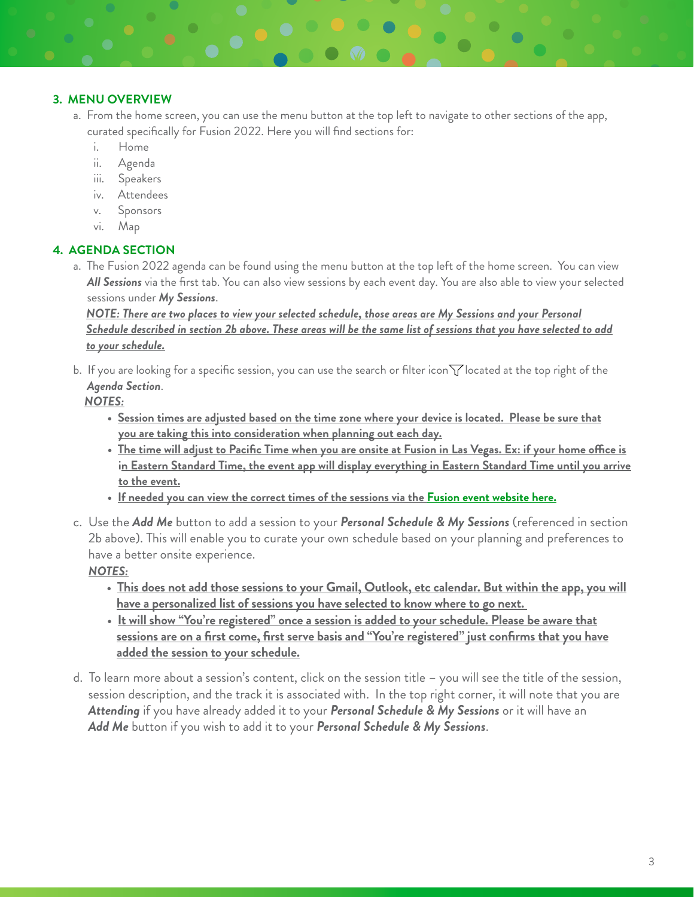### 3. MENU OVERVIEW

a. From the home screen, you can use the menu button at the top left to navigate to other sections of the app, curated specifically for Fusion 2022. Here you will find sections for:

   i. Home
   ii. Agenda
   iii. Speakers
   iv. Attendees
   v. Sponsors
   vi. Map

### 4. AGENDA SECTION

a. The Fusion 2022 agenda can be found using the menu button at the top left of the home screen. You can view ***All Sessions*** via the first tab. You can also view sessions by each event day. You are also able to view your selected sessions under ***My Sessions***.

   ***NOTE: There are two places to view your selected schedule, those areas are My Sessions and your Personal Schedule described in section 2b above. These areas will be the same list of sessions that you have selected to add to your schedule.***

b. If you are looking for a specific session, you can use the search or filter icon located at the top right of the ***Agenda Section***.

   ***NOTES:***

   - **Session times are adjusted based on the time zone where your device is located. Please be sure that you are taking this into consideration when planning out each day.**
   - **The time will adjust to Pacific Time when you are onsite at Fusion in Las Vegas. Ex: if your home office is in Eastern Standard Time, the event app will display everything in Eastern Standard Time until you arrive to the event.**
   - **If needed you can view the correct times of the sessions via the Fusion event website here.**

c. Use the ***Add Me*** button to add a session to your ***Personal Schedule & My Sessions*** (referenced in section 2b above). This will enable you to curate your own schedule based on your planning and preferences to have a better onsite experience.

   ***NOTES:***

   - **This does not add those sessions to your Gmail, Outlook, etc calendar. But within the app, you will have a personalized list of sessions you have selected to know where to go next.**
   - **It will show "You're registered" once a session is added to your schedule. Please be aware that sessions are on a first come, first serve basis and "You're registered" just confirms that you have added the session to your schedule.**

d. To learn more about a session's content, click on the session title – you will see the title of the session, session description, and the track it is associated with. In the top right corner, it will note that you are ***Attending*** if you have already added it to your ***Personal Schedule & My Sessions*** or it will have an ***Add Me*** button if you wish to add it to your ***Personal Schedule & My Sessions***.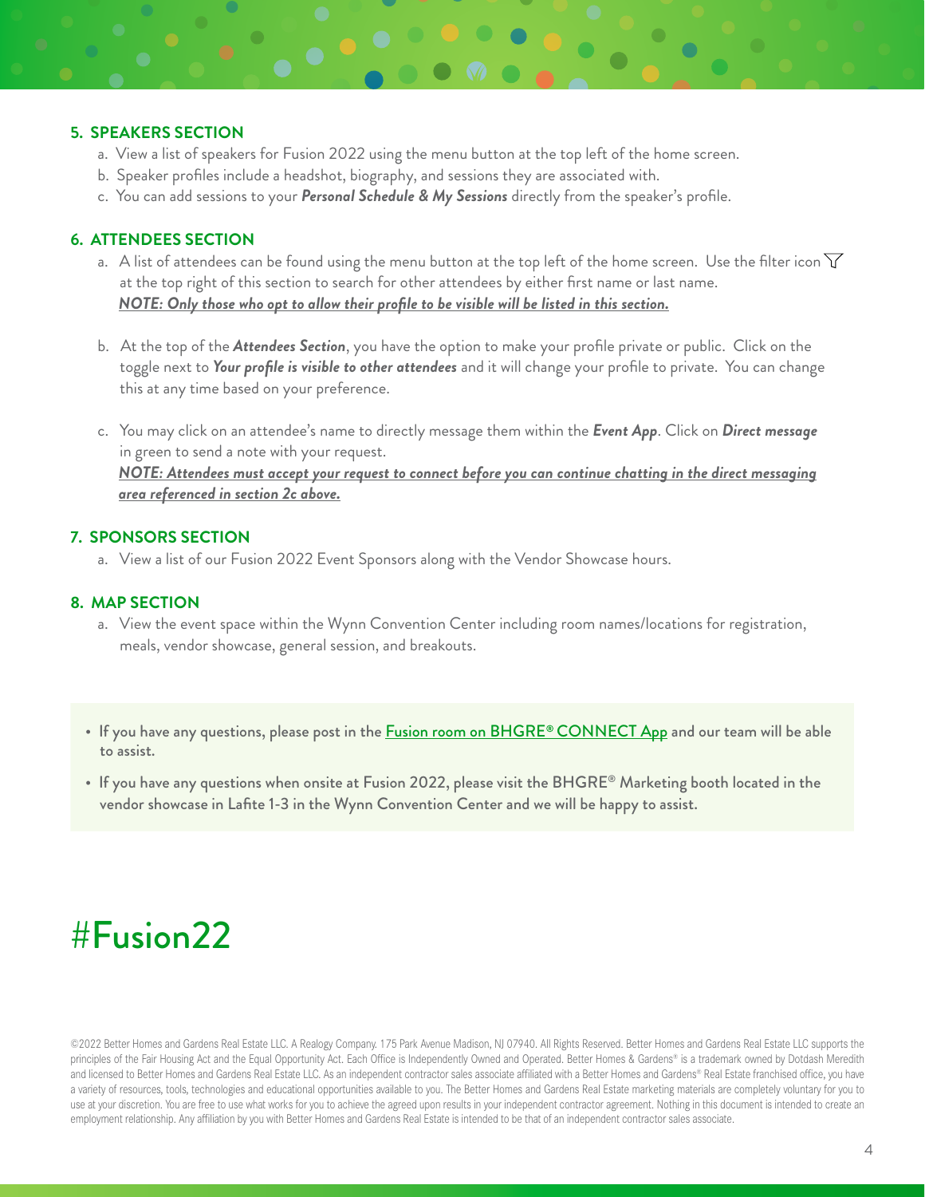### 5. SPEAKERS SECTION

a. View a list of speakers for Fusion 2022 using the menu button at the top left of the home screen.

b. Speaker profiles include a headshot, biography, and sessions they are associated with.

c. You can add sessions to your ***Personal Schedule & My Sessions*** directly from the speaker's profile.

### 6. ATTENDEES SECTION

a. A list of attendees can be found using the menu button at the top left of the home screen. Use the filter icon at the top right of this section to search for other attendees by either first name or last name.
***NOTE: Only those who opt to allow their profile to be visible will be listed in this section.***

b. At the top of the ***Attendees Section***, you have the option to make your profile private or public. Click on the toggle next to ***Your profile is visible to other attendees*** and it will change your profile to private. You can change this at any time based on your preference.

c. You may click on an attendee's name to directly message them within the ***Event App***. Click on ***Direct message*** in green to send a note with your request.
***NOTE: Attendees must accept your request to connect before you can continue chatting in the direct messaging area referenced in section 2c above.***

### 7. SPONSORS SECTION

a. View a list of our Fusion 2022 Event Sponsors along with the Vendor Showcase hours.

### 8. MAP SECTION

a. View the event space within the Wynn Convention Center including room names/locations for registration, meals, vendor showcase, general session, and breakouts.

- **If you have any questions, please post in the Fusion room on BHGRE® CONNECT App and our team will be able to assist.**
- **If you have any questions when onsite at Fusion 2022, please visit the BHGRE® Marketing booth located in the vendor showcase in Lafite 1-3 in the Wynn Convention Center and we will be happy to assist.**

# #Fusion22

©2022 Better Homes and Gardens Real Estate LLC. A Realogy Company. 175 Park Avenue Madison, NJ 07940. All Rights Reserved. Better Homes and Gardens Real Estate LLC supports the principles of the Fair Housing Act and the Equal Opportunity Act. Each Office is Independently Owned and Operated. Better Homes & Gardens® is a trademark owned by Dotdash Meredith and licensed to Better Homes and Gardens Real Estate LLC. As an independent contractor sales associate affiliated with a Better Homes and Gardens® Real Estate franchised office, you have a variety of resources, tools, technologies and educational opportunities available to you. The Better Homes and Gardens Real Estate marketing materials are completely voluntary for you to use at your discretion. You are free to use what works for you to achieve the agreed upon results in your independent contractor agreement. Nothing in this document is intended to create an employment relationship. Any affiliation by you with Better Homes and Gardens Real Estate is intended to be that of an independent contractor sales associate.